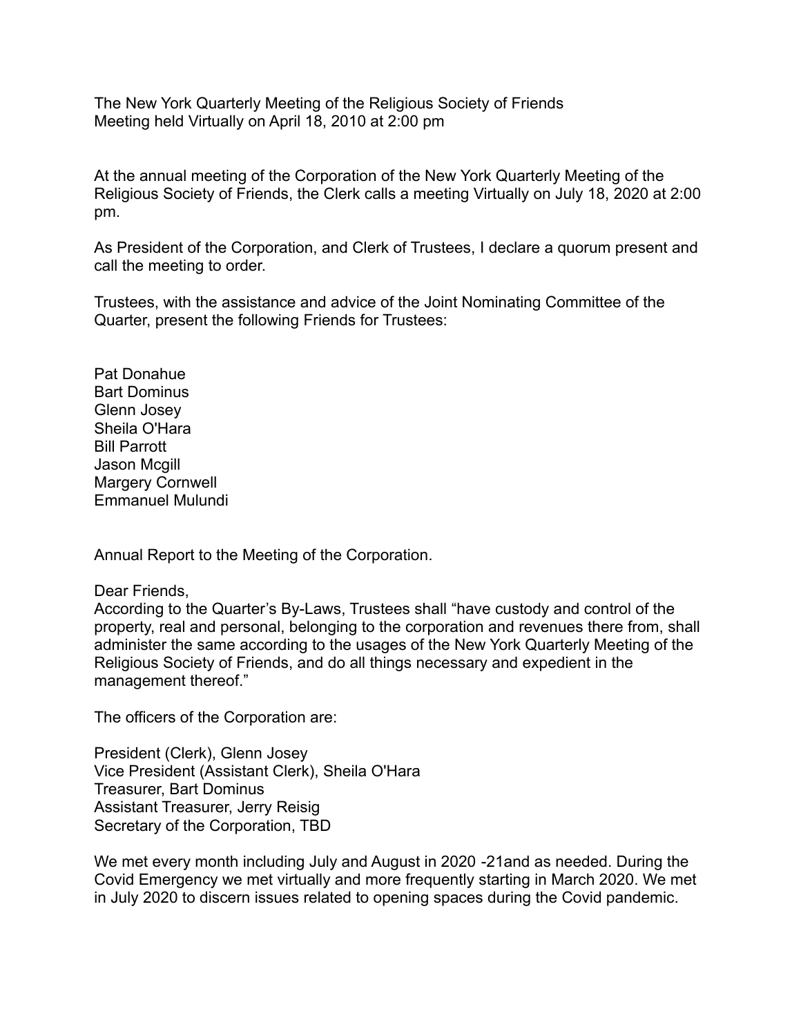The New York Quarterly Meeting of the Religious Society of Friends
Meeting held Virtually on April 18, 2010 at 2:00 pm

At the annual meeting of the Corporation of the New York Quarterly Meeting of the Religious Society of Friends, the Clerk calls a meeting Virtually on July 18, 2020 at 2:00 pm.

As President of the Corporation, and Clerk of Trustees, I declare a quorum present and call the meeting to order.

Trustees, with the assistance and advice of the Joint Nominating Committee of the Quarter, present the following Friends for Trustees:

Pat Donahue
Bart Dominus
Glenn Josey
Sheila O'Hara
Bill Parrott
Jason Mcgill
Margery Cornwell
Emmanuel Mulundi

Annual Report to the Meeting of the Corporation.

Dear Friends,
According to the Quarter's By-Laws, Trustees shall "have custody and control of the property, real and personal, belonging to the corporation and revenues there from, shall administer the same according to the usages of the New York Quarterly Meeting of the Religious Society of Friends, and do all things necessary and expedient in the management thereof."

The officers of the Corporation are:

President (Clerk), Glenn Josey
Vice President (Assistant Clerk), Sheila O'Hara
Treasurer, Bart Dominus
Assistant Treasurer, Jerry Reisig
Secretary of the Corporation, TBD

We met every month including July and August in 2020 -21and as needed. During the Covid Emergency we met virtually and more frequently starting in March 2020. We met in July 2020 to discern issues related to opening spaces during the Covid pandemic.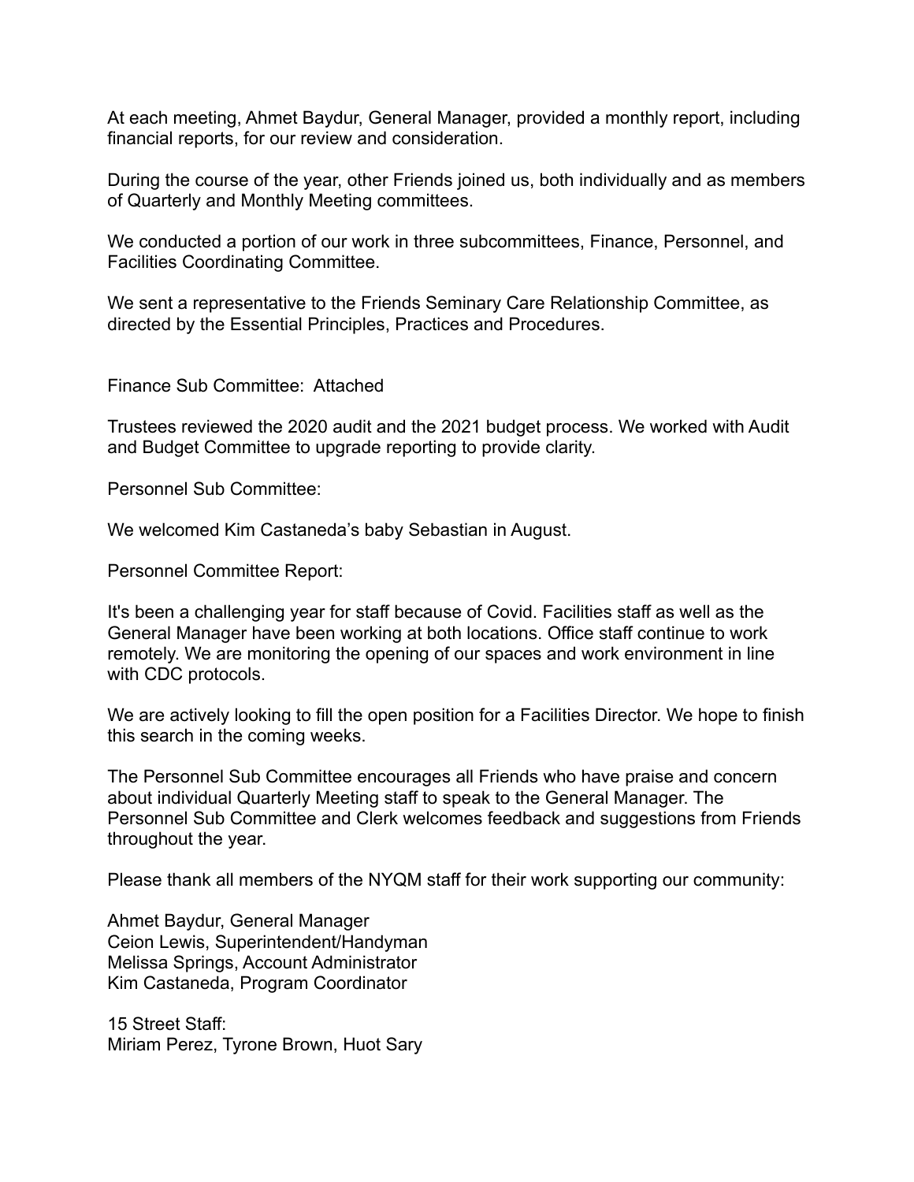At each meeting, Ahmet Baydur, General Manager, provided a monthly report, including financial reports, for our review and consideration.

During the course of the year, other Friends joined us, both individually and as members of Quarterly and Monthly Meeting committees.

We conducted a portion of our work in three subcommittees, Finance, Personnel, and Facilities Coordinating Committee.

We sent a representative to the Friends Seminary Care Relationship Committee, as directed by the Essential Principles, Practices and Procedures.

Finance Sub Committee: Attached

Trustees reviewed the 2020 audit and the 2021 budget process. We worked with Audit and Budget Committee to upgrade reporting to provide clarity.

Personnel Sub Committee:

We welcomed Kim Castaneda's baby Sebastian in August.

Personnel Committee Report:

It's been a challenging year for staff because of Covid. Facilities staff as well as the General Manager have been working at both locations. Office staff continue to work remotely. We are monitoring the opening of our spaces and work environment in line with CDC protocols.

We are actively looking to fill the open position for a Facilities Director. We hope to finish this search in the coming weeks.

The Personnel Sub Committee encourages all Friends who have praise and concern about individual Quarterly Meeting staff to speak to the General Manager. The Personnel Sub Committee and Clerk welcomes feedback and suggestions from Friends throughout the year.

Please thank all members of the NYQM staff for their work supporting our community:

Ahmet Baydur, General Manager  
Ceion Lewis, Superintendent/Handyman  
Melissa Springs, Account Administrator  
Kim Castaneda, Program Coordinator

15 Street Staff:  
Miriam Perez, Tyrone Brown, Huot Sary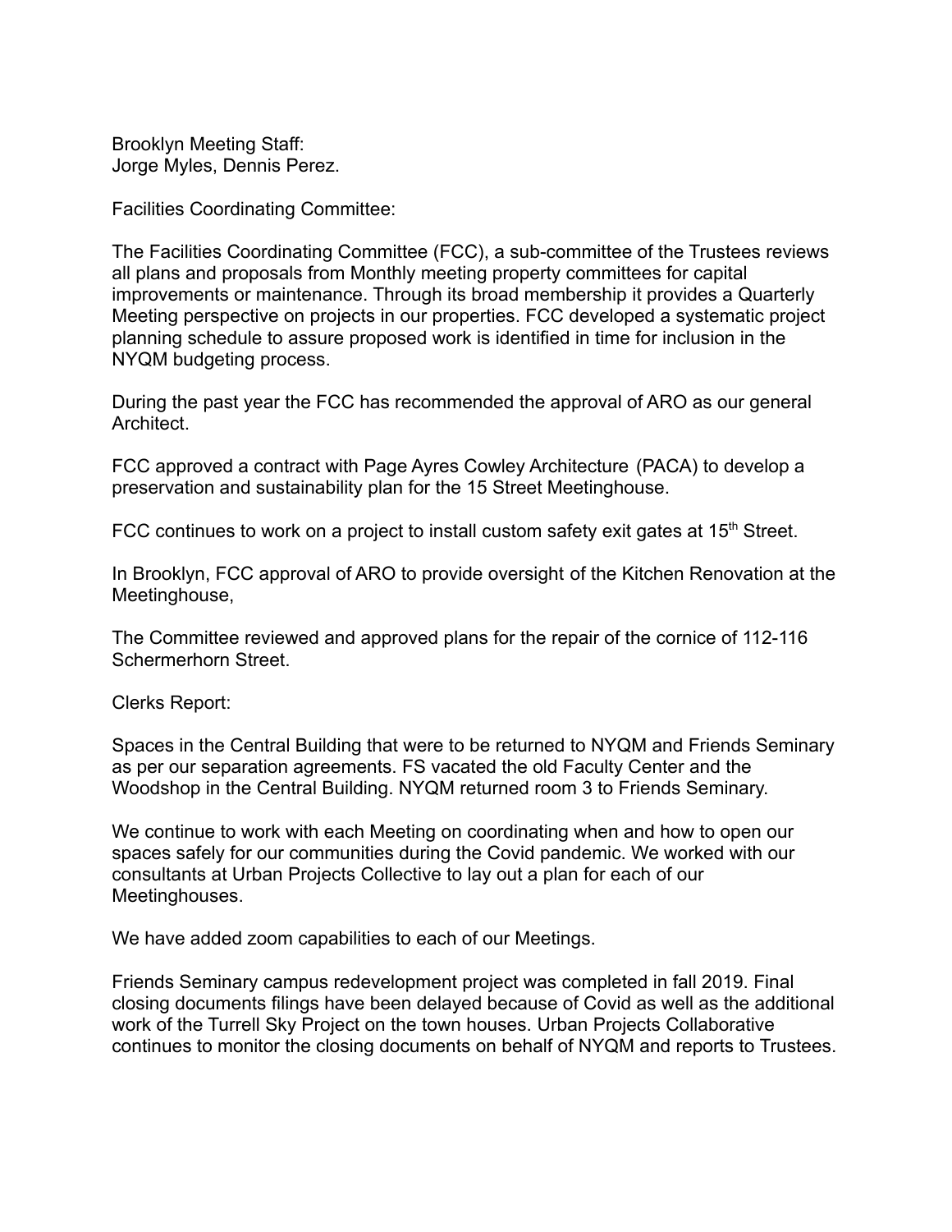Brooklyn Meeting Staff:
Jorge Myles, Dennis Perez.

Facilities Coordinating Committee:

The Facilities Coordinating Committee (FCC), a sub-committee of the Trustees reviews all plans and proposals from Monthly meeting property committees for capital improvements or maintenance. Through its broad membership it provides a Quarterly Meeting perspective on projects in our properties. FCC developed a systematic project planning schedule to assure proposed work is identified in time for inclusion in the NYQM budgeting process.

During the past year the FCC has recommended the approval of ARO as our general Architect.

FCC approved a contract with Page Ayres Cowley Architecture (PACA) to develop a preservation and sustainability plan for the 15 Street Meetinghouse.

FCC continues to work on a project to install custom safety exit gates at 15th Street.

In Brooklyn, FCC approval of ARO to provide oversight of the Kitchen Renovation at the Meetinghouse,

The Committee reviewed and approved plans for the repair of the cornice of 112-116 Schermerhorn Street.

Clerks Report:

Spaces in the Central Building that were to be returned to NYQM and Friends Seminary as per our separation agreements. FS vacated the old Faculty Center and the Woodshop in the Central Building. NYQM returned room 3 to Friends Seminary.

We continue to work with each Meeting on coordinating when and how to open our spaces safely for our communities during the Covid pandemic. We worked with our consultants at Urban Projects Collective to lay out a plan for each of our Meetinghouses.

We have added zoom capabilities to each of our Meetings.

Friends Seminary campus redevelopment project was completed in fall 2019. Final closing documents filings have been delayed because of Covid as well as the additional work of the Turrell Sky Project on the town houses. Urban Projects Collaborative continues to monitor the closing documents on behalf of NYQM and reports to Trustees.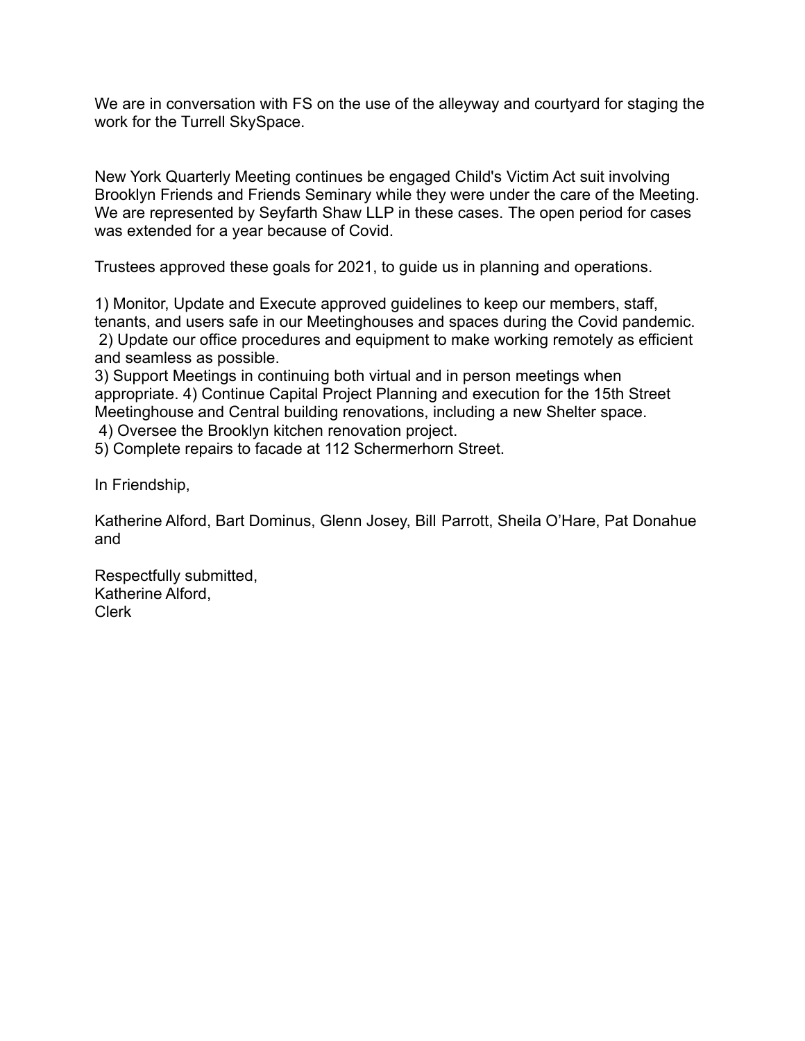We are in conversation with FS on the use of the alleyway and courtyard for staging the work for the Turrell SkySpace.

New York Quarterly Meeting continues be engaged Child's Victim Act suit involving Brooklyn Friends and Friends Seminary while they were under the care of the Meeting. We are represented by Seyfarth Shaw LLP in these cases. The open period for cases was extended for a year because of Covid.

Trustees approved these goals for 2021, to guide us in planning and operations.

1) Monitor, Update and Execute approved guidelines to keep our members, staff, tenants, and users safe in our Meetinghouses and spaces during the Covid pandemic.
2) Update our office procedures and equipment to make working remotely as efficient and seamless as possible.
3) Support Meetings in continuing both virtual and in person meetings when appropriate. 4) Continue Capital Project Planning and execution for the 15th Street Meetinghouse and Central building renovations, including a new Shelter space.
4) Oversee the Brooklyn kitchen renovation project.
5) Complete repairs to facade at 112 Schermerhorn Street.

In Friendship,

Katherine Alford, Bart Dominus, Glenn Josey, Bill Parrott, Sheila O'Hare, Pat Donahue and

Respectfully submitted,
Katherine Alford,
Clerk